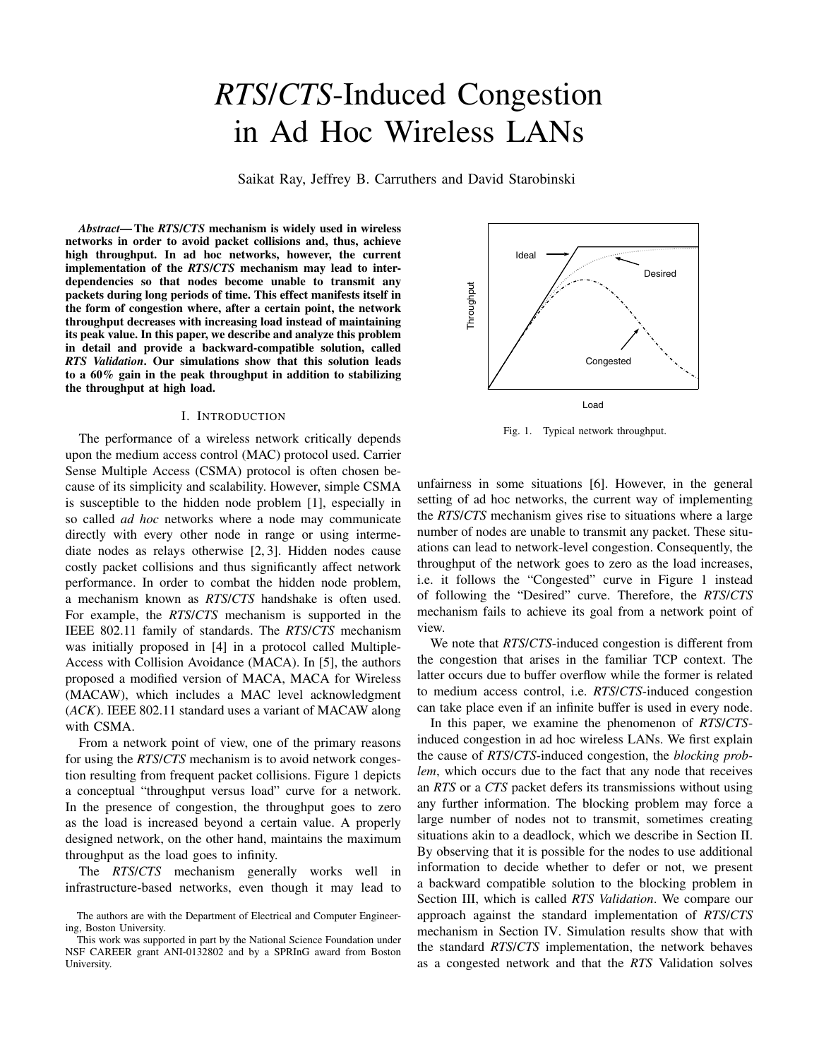# *RTS/CTS*-Induced Congestion in Ad Hoc Wireless LANs

Saikat Ray, Jeffrey B. Carruthers and David Starobinski

***Abstract*— The *RTS/CTS* mechanism is widely used in wireless networks in order to avoid packet collisions and, thus, achieve high throughput. In ad hoc networks, however, the current implementation of the *RTS/CTS* mechanism may lead to interdependencies so that nodes become unable to transmit any packets during long periods of time. This effect manifests itself in the form of congestion where, after a certain point, the network throughput decreases with increasing load instead of maintaining its peak value. In this paper, we describe and analyze this problem in detail and provide a backward-compatible solution, called *RTS Validation*. Our simulations show that this solution leads to a 60% gain in the peak throughput in addition to stabilizing the throughput at high load.**

## I. Introduction

The performance of a wireless network critically depends upon the medium access control (MAC) protocol used. Carrier Sense Multiple Access (CSMA) protocol is often chosen because of its simplicity and scalability. However, simple CSMA is susceptible to the hidden node problem [1], especially in so called *ad hoc* networks where a node may communicate directly with every other node in range or using intermediate nodes as relays otherwise [2, 3]. Hidden nodes cause costly packet collisions and thus significantly affect network performance. In order to combat the hidden node problem, a mechanism known as *RTS/CTS* handshake is often used. For example, the *RTS/CTS* mechanism is supported in the IEEE 802.11 family of standards. The *RTS/CTS* mechanism was initially proposed in [4] in a protocol called Multiple-Access with Collision Avoidance (MACA). In [5], the authors proposed a modified version of MACA, MACA for Wireless (MACAW), which includes a MAC level acknowledgment (*ACK*). IEEE 802.11 standard uses a variant of MACAW along with CSMA.

From a network point of view, one of the primary reasons for using the *RTS/CTS* mechanism is to avoid network congestion resulting from frequent packet collisions. Figure 1 depicts a conceptual "throughput versus load" curve for a network. In the presence of congestion, the throughput goes to zero as the load is increased beyond a certain value. A properly designed network, on the other hand, maintains the maximum throughput as the load goes to infinity.

The *RTS/CTS* mechanism generally works well in infrastructure-based networks, even though it may lead to unfairness in some situations [6]. However, in the general setting of ad hoc networks, the current way of implementing the *RTS/CTS* mechanism gives rise to situations where a large number of nodes are unable to transmit any packet. These situations can lead to network-level congestion. Consequently, the throughput of the network goes to zero as the load increases, i.e. it follows the "Congested" curve in Figure 1 instead of following the "Desired" curve. Therefore, the *RTS/CTS* mechanism fails to achieve its goal from a network point of view.

Fig. 1. Typical network throughput.

We note that *RTS/CTS*-induced congestion is different from the congestion that arises in the familiar TCP context. The latter occurs due to buffer overflow while the former is related to medium access control, i.e. *RTS/CTS*-induced congestion can take place even if an infinite buffer is used in every node.

In this paper, we examine the phenomenon of *RTS/CTS*-induced congestion in ad hoc wireless LANs. We first explain the cause of *RTS/CTS*-induced congestion, the *blocking problem*, which occurs due to the fact that any node that receives an *RTS* or a *CTS* packet defers its transmissions without using any further information. The blocking problem may force a large number of nodes not to transmit, sometimes creating situations akin to a deadlock, which we describe in Section II. By observing that it is possible for the nodes to use additional information to decide whether to defer or not, we present a backward compatible solution to the blocking problem in Section III, which is called *RTS Validation*. We compare our approach against the standard implementation of *RTS/CTS* mechanism in Section IV. Simulation results show that with the standard *RTS/CTS* implementation, the network behaves as a congested network and that the *RTS* Validation solves

The authors are with the Department of Electrical and Computer Engineering, Boston University.

This work was supported in part by the National Science Foundation under NSF CAREER grant ANI-0132802 and by a SPRInG award from Boston University.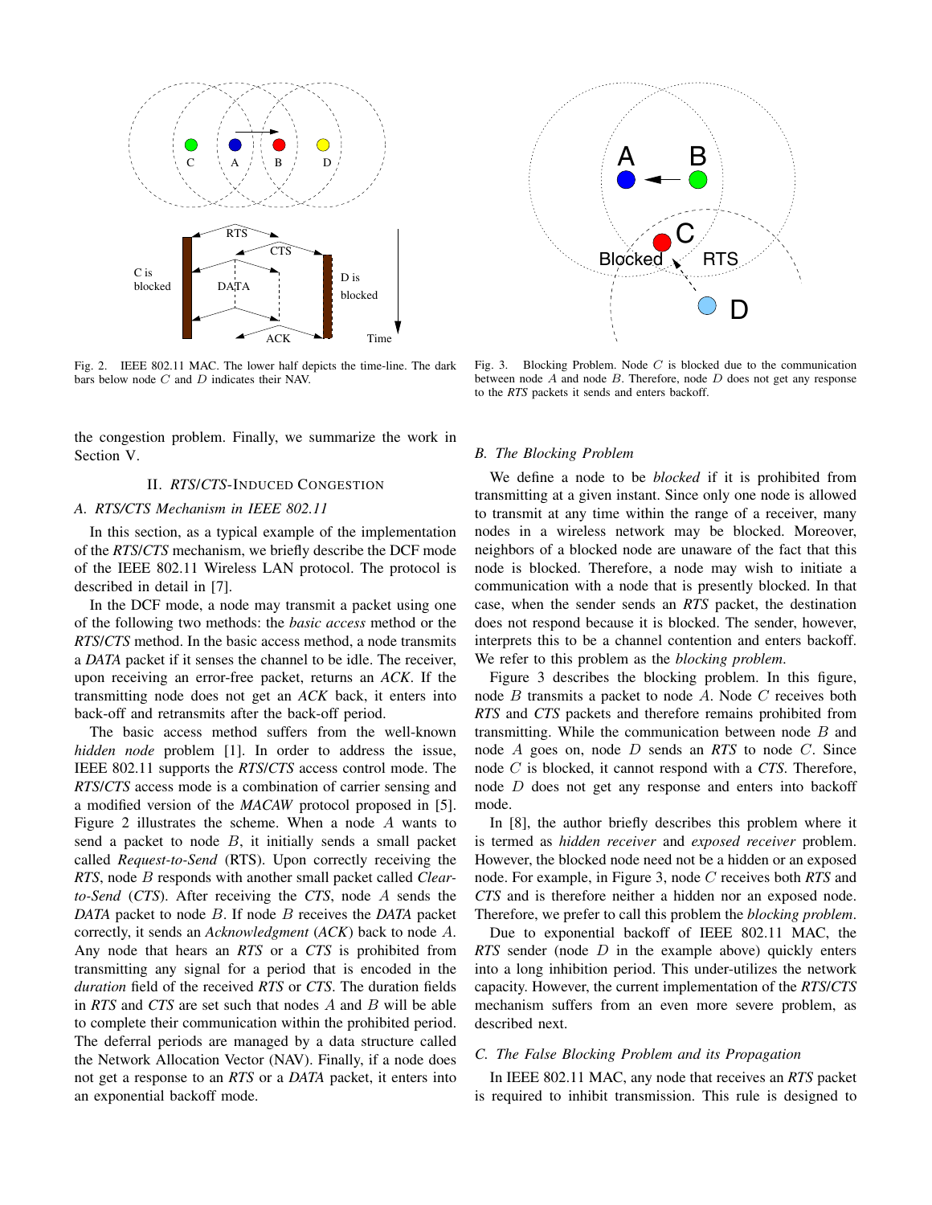C is blocked

RTS

CTS

DATA

ACK

D is blocked

Time

C A B D

Fig. 2. IEEE 802.11 MAC. The lower half depicts the time-line. The dark bars below node $C$ and $D$ indicates their NAV.

A B C D

Blocked RTS

Fig. 3. Blocking Problem. Node $C$ is blocked due to the communication between node $A$ and node $B$. Therefore, node $D$ does not get any response to the *RTS* packets it sends and enters backoff.

the congestion problem. Finally, we summarize the work in Section V.

## II. *RTS/CTS*-Induced Congestion

### A. *RTS/CTS Mechanism in IEEE 802.11*

In this section, as a typical example of the implementation of the *RTS/CTS* mechanism, we briefly describe the DCF mode of the IEEE 802.11 Wireless LAN protocol. The protocol is described in detail in [7].

In the DCF mode, a node may transmit a packet using one of the following two methods: the *basic access* method or the *RTS/CTS* method. In the basic access method, a node transmits a *DATA* packet if it senses the channel to be idle. The receiver, upon receiving an error-free packet, returns an *ACK*. If the transmitting node does not get an *ACK* back, it enters into back-off and retransmits after the back-off period.

The basic access method suffers from the well-known *hidden node* problem [1]. In order to address the issue, IEEE 802.11 supports the *RTS/CTS* access control mode. The *RTS/CTS* access mode is a combination of carrier sensing and a modified version of the *MACAW* protocol proposed in [5]. Figure 2 illustrates the scheme. When a node $A$ wants to send a packet to node $B$, it initially sends a small packet called *Request-to-Send* (RTS). Upon correctly receiving the *RTS*, node $B$ responds with another small packet called *Clear-to-Send* (*CTS*). After receiving the *CTS*, node $A$ sends the *DATA* packet to node $B$. If node $B$ receives the *DATA* packet correctly, it sends an *Acknowledgment* (*ACK*) back to node $A$. Any node that hears an *RTS* or a *CTS* is prohibited from transmitting any signal for a period that is encoded in the *duration* field of the received *RTS* or *CTS*. The duration fields in *RTS* and *CTS* are set such that nodes $A$ and $B$ will be able to complete their communication within the prohibited period. The deferral periods are managed by a data structure called the Network Allocation Vector (NAV). Finally, if a node does not get a response to an *RTS* or a *DATA* packet, it enters into an exponential backoff mode.

### B. *The Blocking Problem*

We define a node to be *blocked* if it is prohibited from transmitting at a given instant. Since only one node is allowed to transmit at any time within the range of a receiver, many nodes in a wireless network may be blocked. Moreover, neighbors of a blocked node are unaware of the fact that this node is blocked. Therefore, a node may wish to initiate a communication with a node that is presently blocked. In that case, when the sender sends an *RTS* packet, the destination does not respond because it is blocked. The sender, however, interprets this to be a channel contention and enters backoff. We refer to this problem as the *blocking problem*.

Figure 3 describes the blocking problem. In this figure, node $B$ transmits a packet to node $A$. Node $C$ receives both *RTS* and *CTS* packets and therefore remains prohibited from transmitting. While the communication between node $B$ and node $A$ goes on, node $D$ sends an *RTS* to node $C$. Since node $C$ is blocked, it cannot respond with a *CTS*. Therefore, node $D$ does not get any response and enters into backoff mode.

In [8], the author briefly describes this problem where it is termed as *hidden receiver* and *exposed receiver* problem. However, the blocked node need not be a hidden or an exposed node. For example, in Figure 3, node $C$ receives both *RTS* and *CTS* and is therefore neither a hidden nor an exposed node. Therefore, we prefer to call this problem the *blocking problem*.

Due to exponential backoff of IEEE 802.11 MAC, the *RTS* sender (node $D$ in the example above) quickly enters into a long inhibition period. This under-utilizes the network capacity. However, the current implementation of the *RTS/CTS* mechanism suffers from an even more severe problem, as described next.

### C. *The False Blocking Problem and its Propagation*

In IEEE 802.11 MAC, any node that receives an *RTS* packet is required to inhibit transmission. This rule is designed to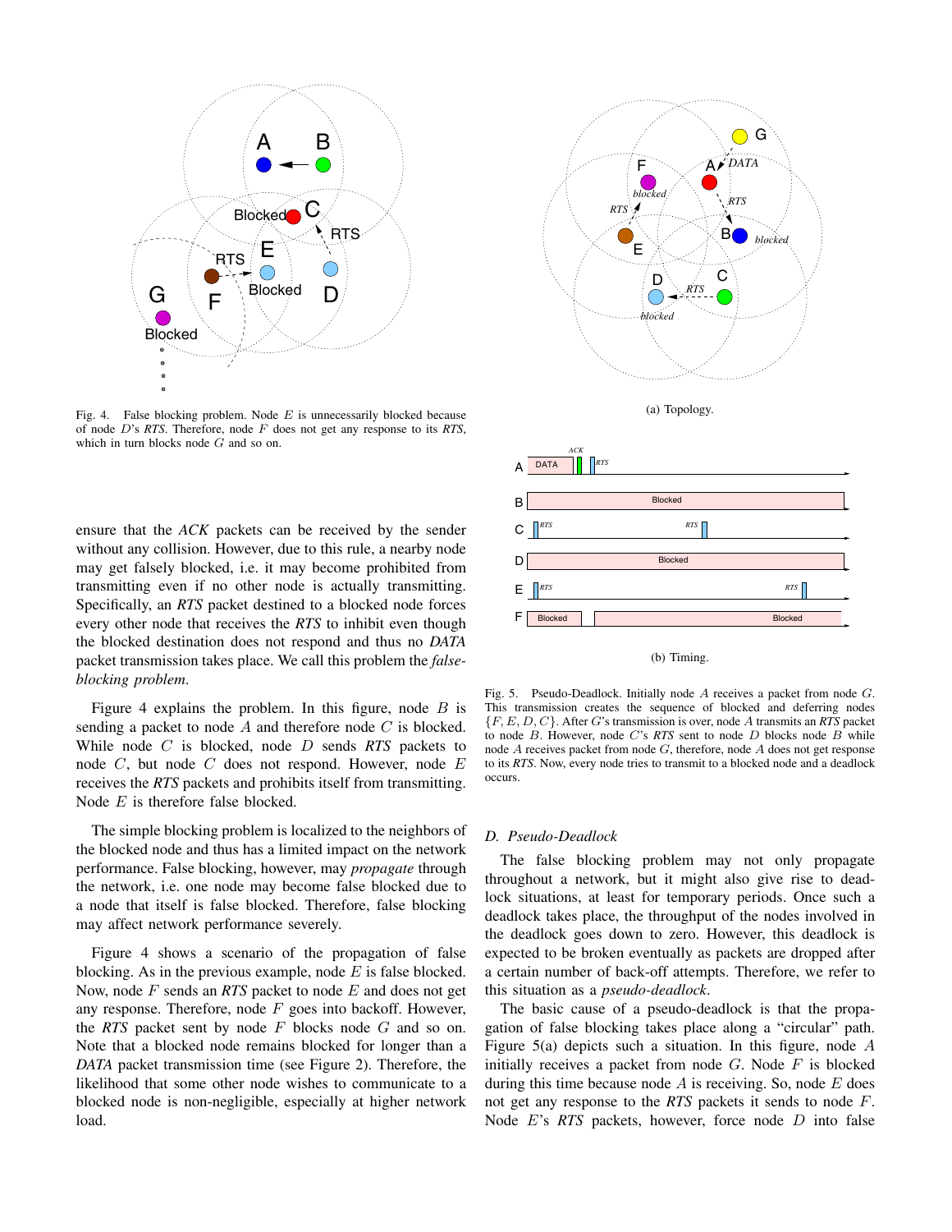Fig. 4. False blocking problem. Node $E$ is unnecessarily blocked because of node $D$'s *RTS*. Therefore, node $F$ does not get any response to its *RTS*, which in turn blocks node $G$ and so on.

ensure that the *ACK* packets can be received by the sender without any collision. However, due to this rule, a nearby node may get falsely blocked, i.e. it may become prohibited from transmitting even if no other node is actually transmitting. Specifically, an *RTS* packet destined to a blocked node forces every other node that receives the *RTS* to inhibit even though the blocked destination does not respond and thus no *DATA* packet transmission takes place. We call this problem the *false-blocking problem*.

Figure 4 explains the problem. In this figure, node $B$ is sending a packet to node $A$ and therefore node $C$ is blocked. While node $C$ is blocked, node $D$ sends *RTS* packets to node $C$, but node $C$ does not respond. However, node $E$ receives the *RTS* packets and prohibits itself from transmitting. Node $E$ is therefore false blocked.

The simple blocking problem is localized to the neighbors of the blocked node and thus has a limited impact on the network performance. False blocking, however, may *propagate* through the network, i.e. one node may become false blocked due to a node that itself is false blocked. Therefore, false blocking may affect network performance severely.

Figure 4 shows a scenario of the propagation of false blocking. As in the previous example, node $E$ is false blocked. Now, node $F$ sends an *RTS* packet to node $E$ and does not get any response. Therefore, node $F$ goes into backoff. However, the *RTS* packet sent by node $F$ blocks node $G$ and so on. Note that a blocked node remains blocked for longer than a *DATA* packet transmission time (see Figure 2). Therefore, the likelihood that some other node wishes to communicate to a blocked node is non-negligible, especially at higher network load.

(a) Topology.

(b) Timing.

Fig. 5. Pseudo-Deadlock. Initially node $A$ receives a packet from node $G$. This transmission creates the sequence of blocked and deferring nodes $\{F, E, D, C\}$. After $G$'s transmission is over, node $A$ transmits an *RTS* packet to node $B$. However, node $C$'s *RTS* sent to node $D$ blocks node $B$ while node $A$ receives packet from node $G$, therefore, node $A$ does not get response to its *RTS*. Now, every node tries to transmit to a blocked node and a deadlock occurs.

### D. Pseudo-Deadlock

The false blocking problem may not only propagate throughout a network, but it might also give rise to deadlock situations, at least for temporary periods. Once such a deadlock takes place, the throughput of the nodes involved in the deadlock goes down to zero. However, this deadlock is expected to be broken eventually as packets are dropped after a certain number of back-off attempts. Therefore, we refer to this situation as a *pseudo-deadlock*.

The basic cause of a pseudo-deadlock is that the propagation of false blocking takes place along a "circular" path. Figure 5(a) depicts such a situation. In this figure, node $A$ initially receives a packet from node $G$. Node $F$ is blocked during this time because node $A$ is receiving. So, node $E$ does not get any response to the *RTS* packets it sends to node $F$. Node $E$'s *RTS* packets, however, force node $D$ into false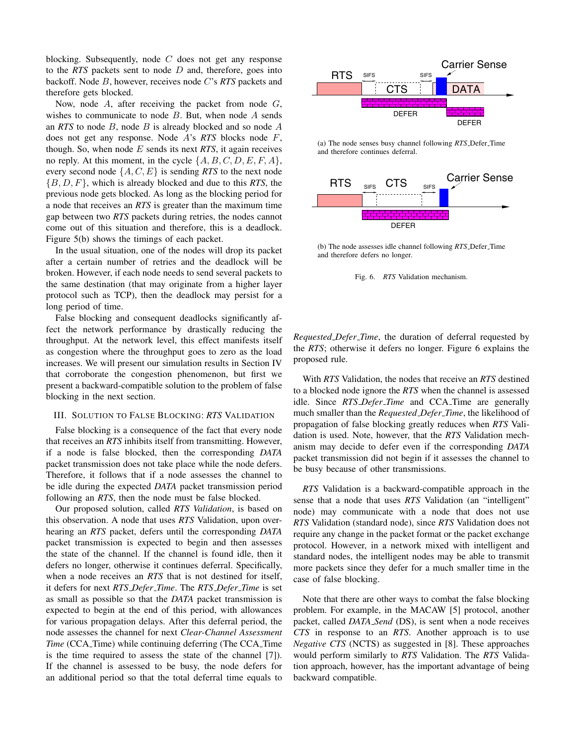blocking. Subsequently, node $C$ does not get any response to the *RTS* packets sent to node $D$ and, therefore, goes into backoff. Node $B$, however, receives node $C$'s *RTS* packets and therefore gets blocked.

Now, node $A$, after receiving the packet from node $G$, wishes to communicate to node $B$. But, when node $A$ sends an *RTS* to node $B$, node $B$ is already blocked and so node $A$ does not get any response. Node $A$'s *RTS* blocks node $F$, though. So, when node $E$ sends its next *RTS*, it again receives no reply. At this moment, in the cycle $\{A, B, C, D, E, F, A\}$, every second node $\{A, C, E\}$ is sending *RTS* to the next node $\{B, D, F\}$, which is already blocked and due to this *RTS*, the previous node gets blocked. As long as the blocking period for a node that receives an *RTS* is greater than the maximum time gap between two *RTS* packets during retries, the nodes cannot come out of this situation and therefore, this is a deadlock. Figure 5(b) shows the timings of each packet.

In the usual situation, one of the nodes will drop its packet after a certain number of retries and the deadlock will be broken. However, if each node needs to send several packets to the same destination (that may originate from a higher layer protocol such as TCP), then the deadlock may persist for a long period of time.

False blocking and consequent deadlocks significantly affect the network performance by drastically reducing the throughput. At the network level, this effect manifests itself as congestion where the throughput goes to zero as the load increases. We will present our simulation results in Section IV that corroborate the congestion phenomenon, but first we present a backward-compatible solution to the problem of false blocking in the next section.

## III. Solution to False Blocking: *RTS* Validation

False blocking is a consequence of the fact that every node that receives an *RTS* inhibits itself from transmitting. However, if a node is false blocked, then the corresponding *DATA* packet transmission does not take place while the node defers. Therefore, it follows that if a node assesses the channel to be idle during the expected *DATA* packet transmission period following an *RTS*, then the node must be false blocked.

Our proposed solution, called *RTS Validation*, is based on this observation. A node that uses *RTS* Validation, upon overhearing an *RTS* packet, defers until the corresponding *DATA* packet transmission is expected to begin and then assesses the state of the channel. If the channel is found idle, then it defers no longer, otherwise it continues deferral. Specifically, when a node receives an *RTS* that is not destined for itself, it defers for next *RTS_Defer_Time*. The *RTS_Defer_Time* is set as small as possible so that the *DATA* packet transmission is expected to begin at the end of this period, with allowances for various propagation delays. After this deferral period, the node assesses the channel for next *Clear-Channel Assessment Time* (CCA_Time) while continuing deferring (The CCA_Time is the time required to assess the state of the channel [7]). If the channel is assessed to be busy, the node defers for an additional period so that the total deferral time equals to *Requested_Defer_Time*, the duration of deferral requested by the *RTS*; otherwise it defers no longer. Figure 6 explains the proposed rule.

(a) The node senses busy channel following *RTS*_Defer_Time and therefore continues deferral.

(b) The node assesses idle channel following *RTS*_Defer_Time and therefore defers no longer.

Fig. 6. *RTS* Validation mechanism.

With *RTS* Validation, the nodes that receive an *RTS* destined to a blocked node ignore the *RTS* when the channel is assessed idle. Since *RTS_Defer_Time* and CCA_Time are generally much smaller than the *Requested_Defer_Time*, the likelihood of propagation of false blocking greatly reduces when *RTS* Validation is used. Note, however, that the *RTS* Validation mechanism may decide to defer even if the corresponding *DATA* packet transmission did not begin if it assesses the channel to be busy because of other transmissions.

*RTS* Validation is a backward-compatible approach in the sense that a node that uses *RTS* Validation (an "intelligent" node) may communicate with a node that does not use *RTS* Validation (standard node), since *RTS* Validation does not require any change in the packet format or the packet exchange protocol. However, in a network mixed with intelligent and standard nodes, the intelligent nodes may be able to transmit more packets since they defer for a much smaller time in the case of false blocking.

Note that there are other ways to combat the false blocking problem. For example, in the MACAW [5] protocol, another packet, called *DATA_Send* (DS), is sent when a node receives *CTS* in response to an *RTS*. Another approach is to use *Negative CTS* (NCTS) as suggested in [8]. These approaches would perform similarly to *RTS* Validation. The *RTS* Validation approach, however, has the important advantage of being backward compatible.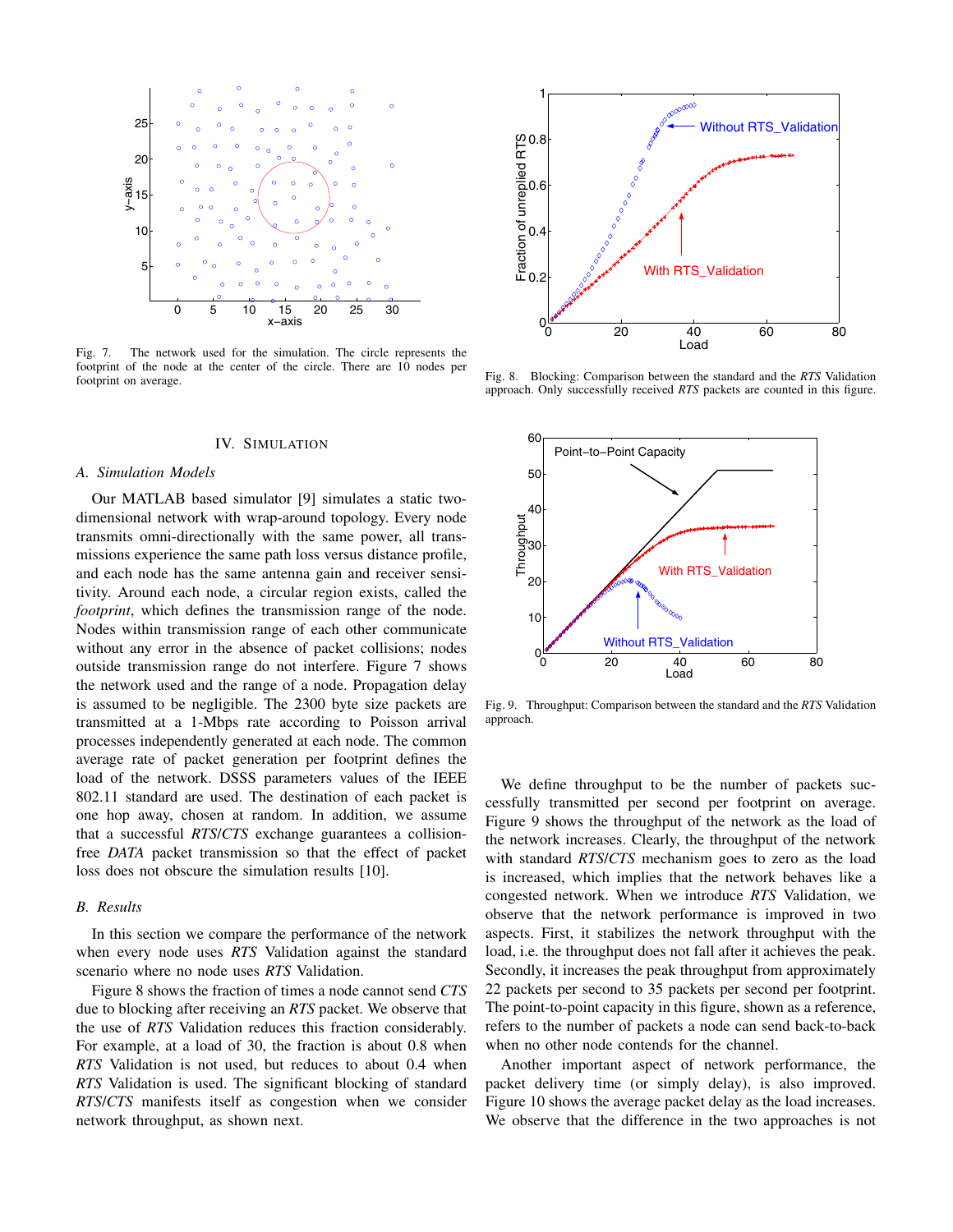Fig. 7. The network used for the simulation. The circle represents the footprint of the node at the center of the circle. There are 10 nodes per footprint on average.

Fig. 8. Blocking: Comparison between the standard and the *RTS* Validation approach. Only successfully received *RTS* packets are counted in this figure.

Fig. 9. Throughput: Comparison between the standard and the *RTS* Validation approach.

## IV. Simulation

### A. Simulation Models

Our MATLAB based simulator [9] simulates a static two-dimensional network with wrap-around topology. Every node transmits omni-directionally with the same power, all transmissions experience the same path loss versus distance profile, and each node has the same antenna gain and receiver sensitivity. Around each node, a circular region exists, called the *footprint*, which defines the transmission range of the node. Nodes within transmission range of each other communicate without any error in the absence of packet collisions; nodes outside transmission range do not interfere. Figure 7 shows the network used and the range of a node. Propagation delay is assumed to be negligible. The 2300 byte size packets are transmitted at a 1-Mbps rate according to Poisson arrival processes independently generated at each node. The common average rate of packet generation per footprint defines the load of the network. DSSS parameters values of the IEEE 802.11 standard are used. The destination of each packet is one hop away, chosen at random. In addition, we assume that a successful *RTS*/*CTS* exchange guarantees a collision-free *DATA* packet transmission so that the effect of packet loss does not obscure the simulation results [10].

### B. Results

In this section we compare the performance of the network when every node uses *RTS* Validation against the standard scenario where no node uses *RTS* Validation.

Figure 8 shows the fraction of times a node cannot send *CTS* due to blocking after receiving an *RTS* packet. We observe that the use of *RTS* Validation reduces this fraction considerably. For example, at a load of 30, the fraction is about 0.8 when *RTS* Validation is not used, but reduces to about 0.4 when *RTS* Validation is used. The significant blocking of standard *RTS*/*CTS* manifests itself as congestion when we consider network throughput, as shown next.

We define throughput to be the number of packets successfully transmitted per second per footprint on average. Figure 9 shows the throughput of the network as the load of the network increases. Clearly, the throughput of the network with standard *RTS*/*CTS* mechanism goes to zero as the load is increased, which implies that the network behaves like a congested network. When we introduce *RTS* Validation, we observe that the network performance is improved in two aspects. First, it stabilizes the network throughput with the load, i.e. the throughput does not fall after it achieves the peak. Secondly, it increases the peak throughput from approximately 22 packets per second to 35 packets per second per footprint. The point-to-point capacity in this figure, shown as a reference, refers to the number of packets a node can send back-to-back when no other node contends for the channel.

Another important aspect of network performance, the packet delivery time (or simply delay), is also improved. Figure 10 shows the average packet delay as the load increases. We observe that the difference in the two approaches is not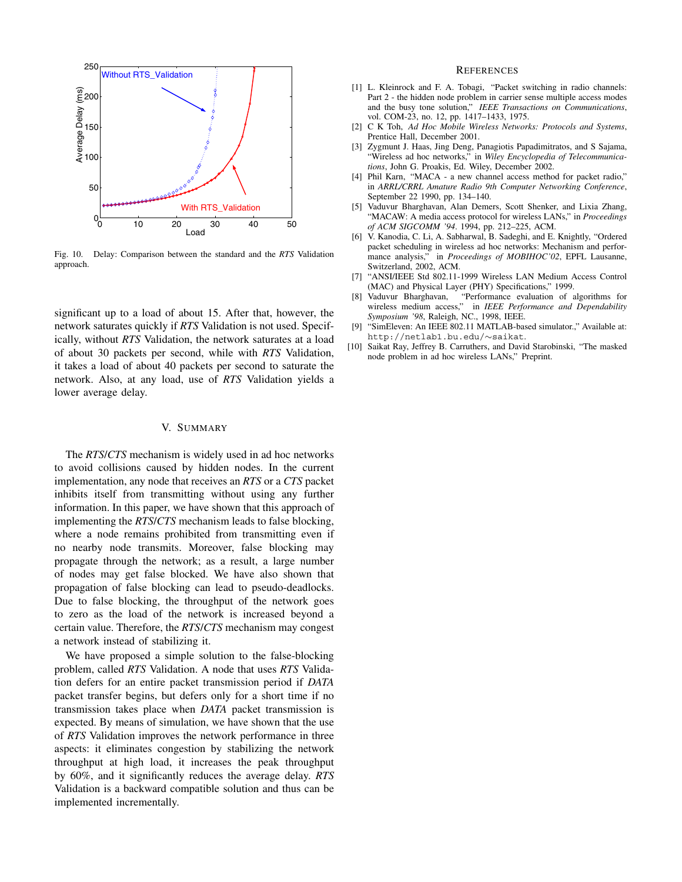250
200
150
100
50
0
0 10 20 30 40 50
Load
Average Delay (ms)
Without RTS_Validation
With RTS_Validation

Fig. 10. Delay: Comparison between the standard and the *RTS* Validation approach.

significant up to a load of about 15. After that, however, the network saturates quickly if *RTS* Validation is not used. Specifically, without *RTS* Validation, the network saturates at a load of about 30 packets per second, while with *RTS* Validation, it takes a load of about 40 packets per second to saturate the network. Also, at any load, use of *RTS* Validation yields a lower average delay.

## V. Summary

The *RTS*/*CTS* mechanism is widely used in ad hoc networks to avoid collisions caused by hidden nodes. In the current implementation, any node that receives an *RTS* or a *CTS* packet inhibits itself from transmitting without using any further information. In this paper, we have shown that this approach of implementing the *RTS*/*CTS* mechanism leads to false blocking, where a node remains prohibited from transmitting even if no nearby node transmits. Moreover, false blocking may propagate through the network; as a result, a large number of nodes may get false blocked. We have also shown that propagation of false blocking can lead to pseudo-deadlocks. Due to false blocking, the throughput of the network goes to zero as the load of the network is increased beyond a certain value. Therefore, the *RTS*/*CTS* mechanism may congest a network instead of stabilizing it.

We have proposed a simple solution to the false-blocking problem, called *RTS* Validation. A node that uses *RTS* Validation defers for an entire packet transmission period if *DATA* packet transfer begins, but defers only for a short time if no transmission takes place when *DATA* packet transmission is expected. By means of simulation, we have shown that the use of *RTS* Validation improves the network performance in three aspects: it eliminates congestion by stabilizing the network throughput at high load, it increases the peak throughput by 60%, and it significantly reduces the average delay. *RTS* Validation is a backward compatible solution and thus can be implemented incrementally.

## References

[1] L. Kleinrock and F. A. Tobagi, "Packet switching in radio channels: Part 2 - the hidden node problem in carrier sense multiple access modes and the busy tone solution," *IEEE Transactions on Communications*, vol. COM-23, no. 12, pp. 1417–1433, 1975.

[2] C K Toh, *Ad Hoc Mobile Wireless Networks: Protocols and Systems*, Prentice Hall, December 2001.

[3] Zygmunt J. Haas, Jing Deng, Panagiotis Papadimitratos, and S Sajama, "Wireless ad hoc networks," in *Wiley Encyclopedia of Telecommunications*, John G. Proakis, Ed. Wiley, December 2002.

[4] Phil Karn, "MACA - a new channel access method for packet radio," in *ARRL/CRRL Amature Radio 9th Computer Networking Conference*, September 22 1990, pp. 134–140.

[5] Vaduvur Bharghavan, Alan Demers, Scott Shenker, and Lixia Zhang, "MACAW: A media access protocol for wireless LANs," in *Proceedings of ACM SIGCOMM '94*. 1994, pp. 212–225, ACM.

[6] V. Kanodia, C. Li, A. Sabharwal, B. Sadeghi, and E. Knightly, "Ordered packet scheduling in wireless ad hoc networks: Mechanism and performance analysis," in *Proceedings of MOBIHOC'02*, EPFL Lausanne, Switzerland, 2002, ACM.

[7] "ANSI/IEEE Std 802.11-1999 Wireless LAN Medium Access Control (MAC) and Physical Layer (PHY) Specifications," 1999.

[8] Vaduvur Bharghavan, "Performance evaluation of algorithms for wireless medium access," in *IEEE Performance and Dependability Symposium '98*, Raleigh, NC., 1998, IEEE.

[9] "SimEleven: An IEEE 802.11 MATLAB-based simulator.," Available at: `http://netlab1.bu.edu/~saikat`.

[10] Saikat Ray, Jeffrey B. Carruthers, and David Starobinski, "The masked node problem in ad hoc wireless LANs," Preprint.